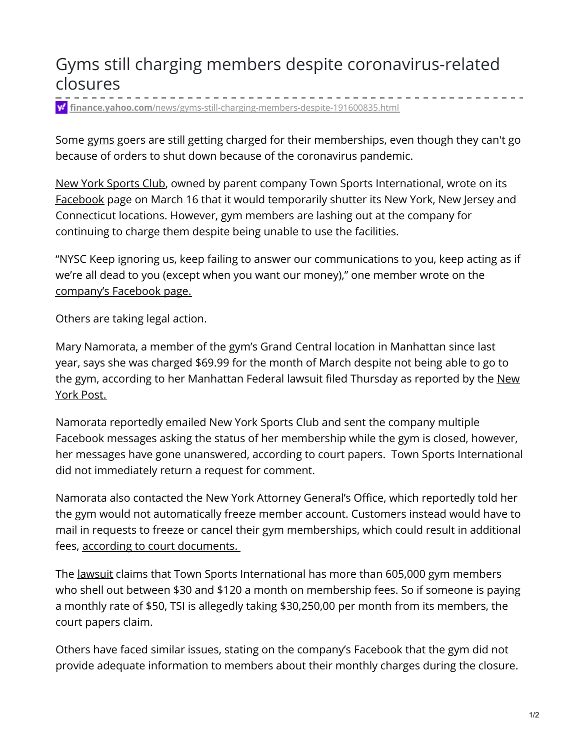# Gyms still charging members despite coronavirus-related closures

finance.yahoo.com/news/gyms-still-charging-members-despite-191600835.html

Some gyms goers are still getting charged for their memberships, even though they can't go because of orders to shut down because of the coronavirus pandemic.

New York Sports Club, owned by parent company Town Sports International, wrote on its Facebook page on March 16 that it would temporarily shutter its New York, New Jersey and Connecticut locations. However, gym members are lashing out at the company for continuing to charge them despite being unable to use the facilities.

"NYSC Keep ignoring us, keep failing to answer our communications to you, keep acting as if we're all dead to you (except when you want our money)," one member wrote on the company's Facebook page.

Others are taking legal action.

Mary Namorata, a member of the gym's Grand Central location in Manhattan since last year, says she was charged $69.99 for the month of March despite not being able to go to the gym, according to her Manhattan Federal lawsuit filed Thursday as reported by the New York Post.

Namorata reportedly emailed New York Sports Club and sent the company multiple Facebook messages asking the status of her membership while the gym is closed, however, her messages have gone unanswered, according to court papers. Town Sports International did not immediately return a request for comment.

Namorata also contacted the New York Attorney General's Office, which reportedly told her the gym would not automatically freeze member account. Customers instead would have to mail in requests to freeze or cancel their gym memberships, which could result in additional fees, according to court documents.

The lawsuit claims that Town Sports International has more than 605,000 gym members who shell out between $30 and $120 a month on membership fees. So if someone is paying a monthly rate of $50, TSI is allegedly taking $30,250,00 per month from its members, the court papers claim.

Others have faced similar issues, stating on the company's Facebook that the gym did not provide adequate information to members about their monthly charges during the closure.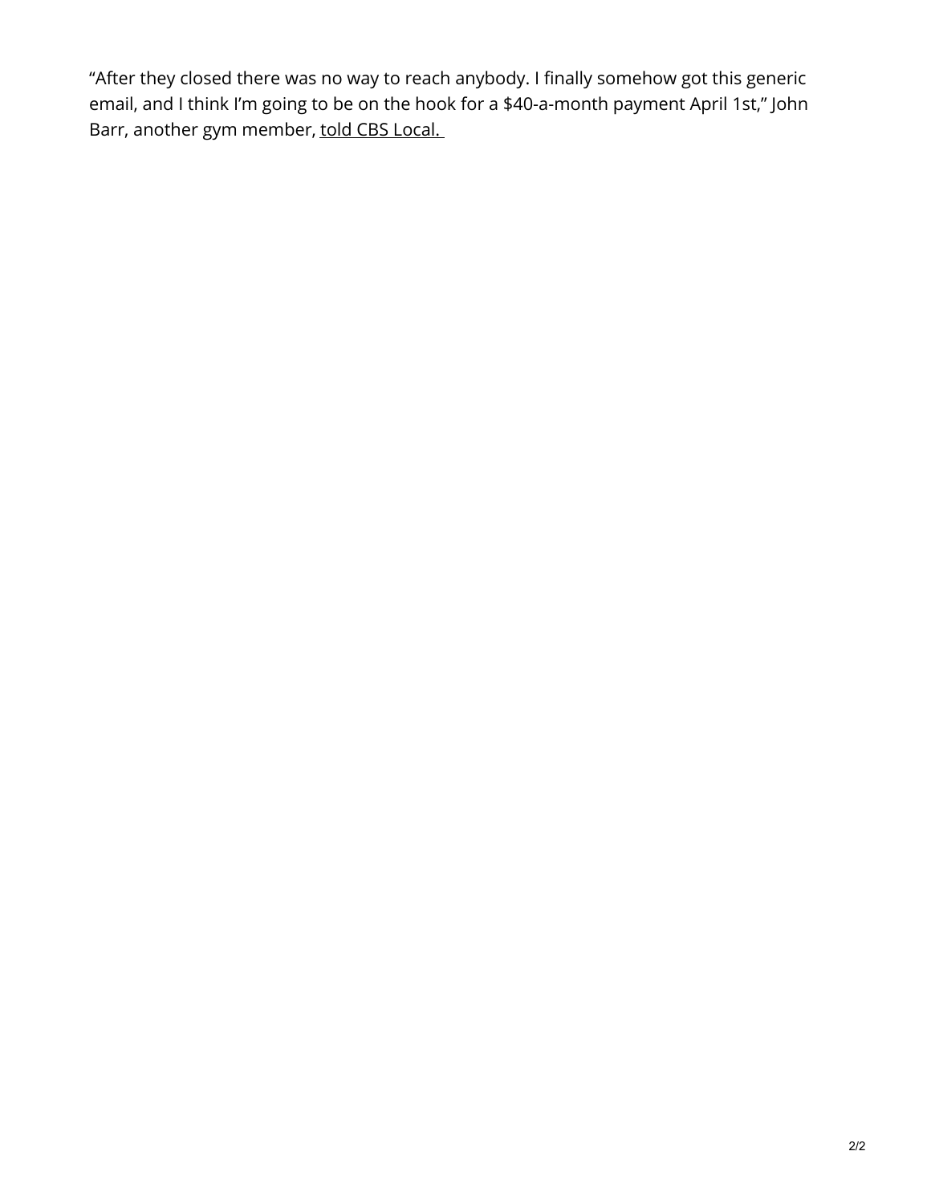“After they closed there was no way to reach anybody. I finally somehow got this generic email, and I think I’m going to be on the hook for a $40-a-month payment April 1st,” John Barr, another gym member, told CBS Local.